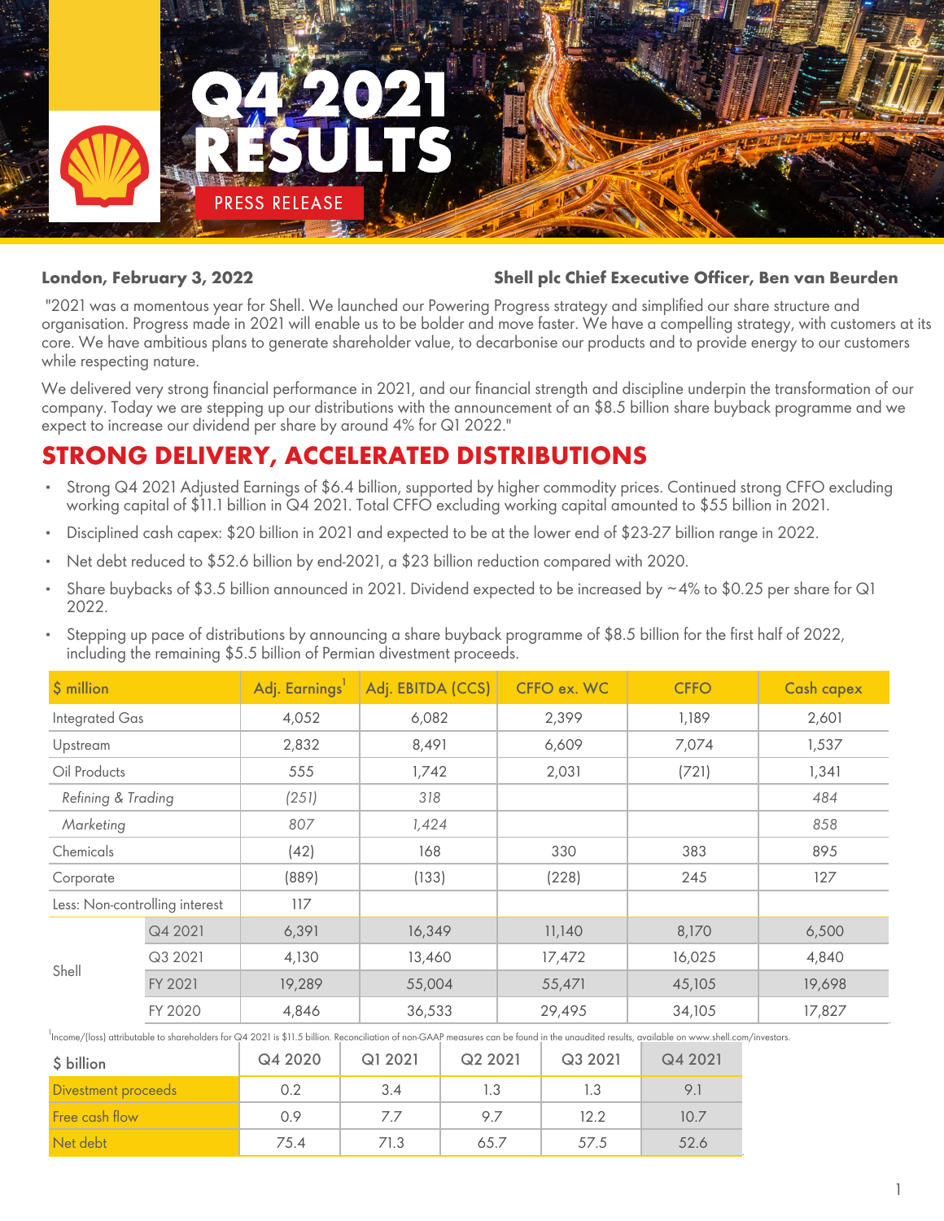# Q4 2021 RESULTS

PRESS RELEASE

**London, February 3, 2022**

**Shell plc Chief Executive Officer, Ben van Beurden**

"2021 was a momentous year for Shell. We launched our Powering Progress strategy and simplified our share structure and organisation. Progress made in 2021 will enable us to be bolder and move faster. We have a compelling strategy, with customers at its core. We have ambitious plans to generate shareholder value, to decarbonise our products and to provide energy to our customers while respecting nature.

We delivered very strong financial performance in 2021, and our financial strength and discipline underpin the transformation of our company. Today we are stepping up our distributions with the announcement of an $8.5 billion share buyback programme and we expect to increase our dividend per share by around 4% for Q1 2022."

## STRONG DELIVERY, ACCELERATED DISTRIBUTIONS

- Strong Q4 2021 Adjusted Earnings of $6.4 billion, supported by higher commodity prices. Continued strong CFFO excluding working capital of $11.1 billion in Q4 2021. Total CFFO excluding working capital amounted to $55 billion in 2021.
- Disciplined cash capex: $20 billion in 2021 and expected to be at the lower end of $23-27 billion range in 2022.
- Net debt reduced to $52.6 billion by end-2021, a $23 billion reduction compared with 2020.
- Share buybacks of $3.5 billion announced in 2021. Dividend expected to be increased by ~4% to $0.25 per share for Q1 2022.
- Stepping up pace of distributions by announcing a share buyback programme of $8.5 billion for the first half of 2022, including the remaining $5.5 billion of Permian divestment proceeds.

| $ million | | Adj. Earnings[1] | Adj. EBITDA (CCS) | CFFO ex. WC | CFFO | Cash capex |
|---|---|---|---|---|---|---|
| Integrated Gas | | 4,052 | 6,082 | 2,399 | 1,189 | 2,601 |
| Upstream | | 2,832 | 8,491 | 6,609 | 7,074 | 1,537 |
| Oil Products | | 555 | 1,742 | 2,031 | (721) | 1,341 |
| *Refining & Trading* | | *(251)* | *318* | | | *484* |
| *Marketing* | | *807* | *1,424* | | | *858* |
| Chemicals | | (42) | 168 | 330 | 383 | 895 |
| Corporate | | (889) | (133) | (228) | 245 | 127 |
| Less: Non-controlling interest | | 117 | | | | |
| Shell | Q4 2021 | 6,391 | 16,349 | 11,140 | 8,170 | 6,500 |
| | Q3 2021 | 4,130 | 13,460 | 17,472 | 16,025 | 4,840 |
| | FY 2021 | 19,289 | 55,004 | 55,471 | 45,105 | 19,698 |
| | FY 2020 | 4,846 | 36,533 | 29,495 | 34,105 | 17,827 |

[1] Income/(loss) attributable to shareholders for Q4 2021 is $11.5 billion. Reconciliation of non-GAAP measures can be found in the unaudited results, available on www.shell.com/investors.

| $ billion | Q4 2020 | Q1 2021 | Q2 2021 | Q3 2021 | Q4 2021 |
|---|---|---|---|---|---|
| Divestment proceeds | 0.2 | 3.4 | 1.3 | 1.3 | 9.1 |
| Free cash flow | 0.9 | 7.7 | 9.7 | 12.2 | 10.7 |
| Net debt | 75.4 | 71.3 | 65.7 | 57.5 | 52.6 |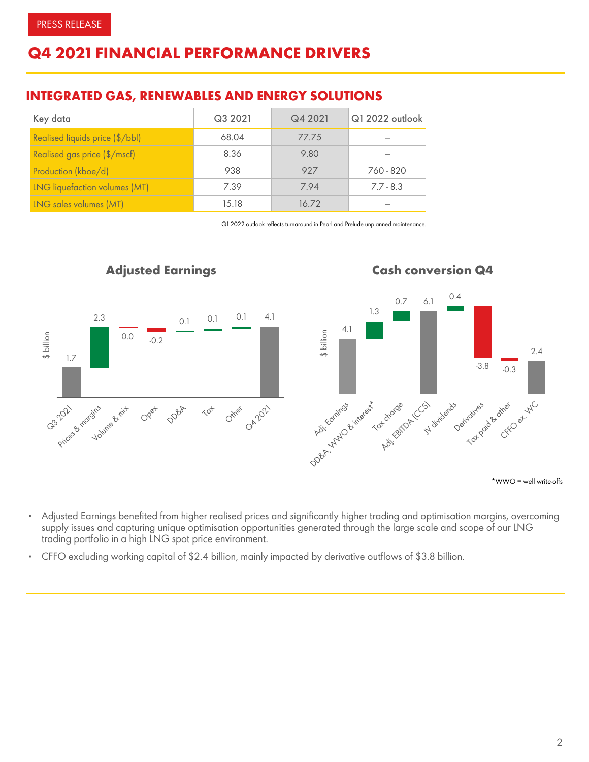PRESS RELEASE

# Q4 2021 FINANCIAL PERFORMANCE DRIVERS

## INTEGRATED GAS, RENEWABLES AND ENERGY SOLUTIONS

| Key data | Q3 2021 | Q4 2021 | Q1 2022 outlook |
|---|---|---|---|
| Realised liquids price ($/bbl) | 68.04 | 77.75 | – |
| Realised gas price ($/mscf) | 8.36 | 9.80 | – |
| Production (kboe/d) | 938 | 927 | 760 - 820 |
| LNG liquefaction volumes (MT) | 7.39 | 7.94 | 7.7 - 8.3 |
| LNG sales volumes (MT) | 15.18 | 16.72 | – |

Q1 2022 outlook reflects turnaround in Pearl and Prelude unplanned maintenance.

### Adjusted Earnings

$ billion

| Q3 2021 | Prices & margins | Volume & mix | Opex | DD&A | Tax | Other | Q4 2021 |
|---|---|---|---|---|---|---|---|
| 1.7 | 2.3 | 0.0 | -0.2 | 0.1 | 0.1 | 0.1 | 4.1 |

### Cash conversion Q4

$ billion

| Adj. Earnings | DD&A, WWO & interest* | Tax charge | Adj. EBITDA (CCS) | JV dividends | Derivatives | Tax paid & other | CFFO ex. WC |
|---|---|---|---|---|---|---|---|
| 4.1 | 1.3 | 0.7 | 6.1 | 0.4 | -3.8 | -0.3 | 2.4 |

*WWO = well write-offs

- Adjusted Earnings benefited from higher realised prices and significantly higher trading and optimisation margins, overcoming supply issues and capturing unique optimisation opportunities generated through the large scale and scope of our LNG trading portfolio in a high LNG spot price environment.
- CFFO excluding working capital of $2.4 billion, mainly impacted by derivative outflows of $3.8 billion.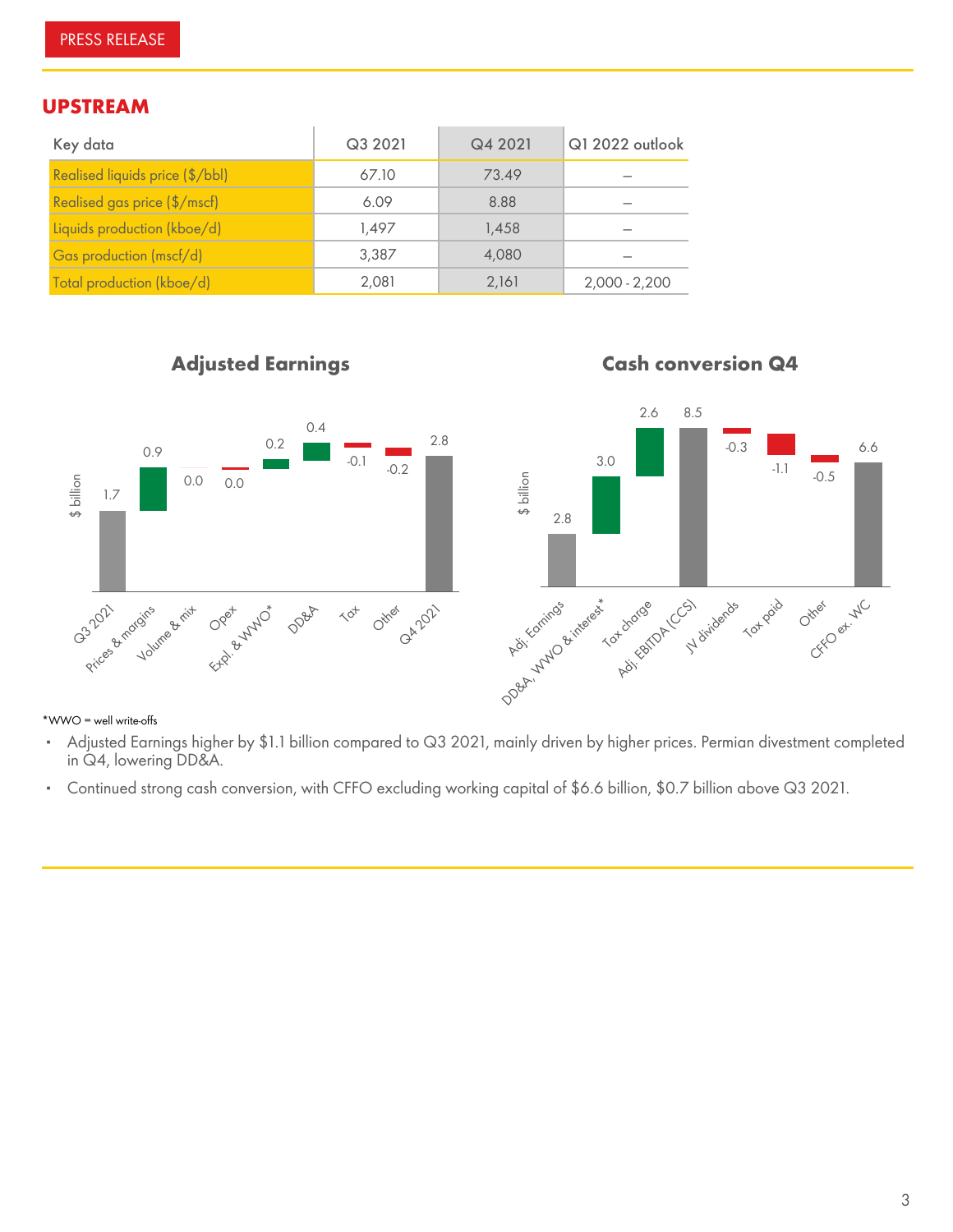## UPSTREAM

| Key data | Q3 2021 | Q4 2021 | Q1 2022 outlook |
|---|---|---|---|
| Realised liquids price ($/bbl) | 67.10 | 73.49 | – |
| Realised gas price ($/mscf) | 6.09 | 8.88 | – |
| Liquids production (kboe/d) | 1,497 | 1,458 | – |
| Gas production (mscf/d) | 3,387 | 4,080 | – |
| Total production (kboe/d) | 2,081 | 2,161 | 2,000 - 2,200 |

### Adjusted Earnings

| $ billion | Value |
|---|---|
| Q3 2021 | 1.7 |
| Prices & margins | 0.9 |
| Volume & mix | 0.0 |
| Opex | 0.0 |
| Expl. & WWO* | 0.2 |
| DD&A | 0.4 |
| Tax | -0.1 |
| Other | -0.2 |
| Q4 2021 | 2.8 |

### Cash conversion Q4

| $ billion | Value |
|---|---|
| Adj. Earnings | 2.8 |
| DD&A, WWO & interest* | 3.0 |
| Tax charge | 2.6 |
| Adj. EBITDA (CCS) | 8.5 |
| JV dividends | -0.3 |
| Tax paid | -1.1 |
| Other | -0.5 |
| CFFO ex. WC | 6.6 |

*WWO = well write-offs

- Adjusted Earnings higher by $1.1 billion compared to Q3 2021, mainly driven by higher prices. Permian divestment completed in Q4, lowering DD&A.
- Continued strong cash conversion, with CFFO excluding working capital of $6.6 billion, $0.7 billion above Q3 2021.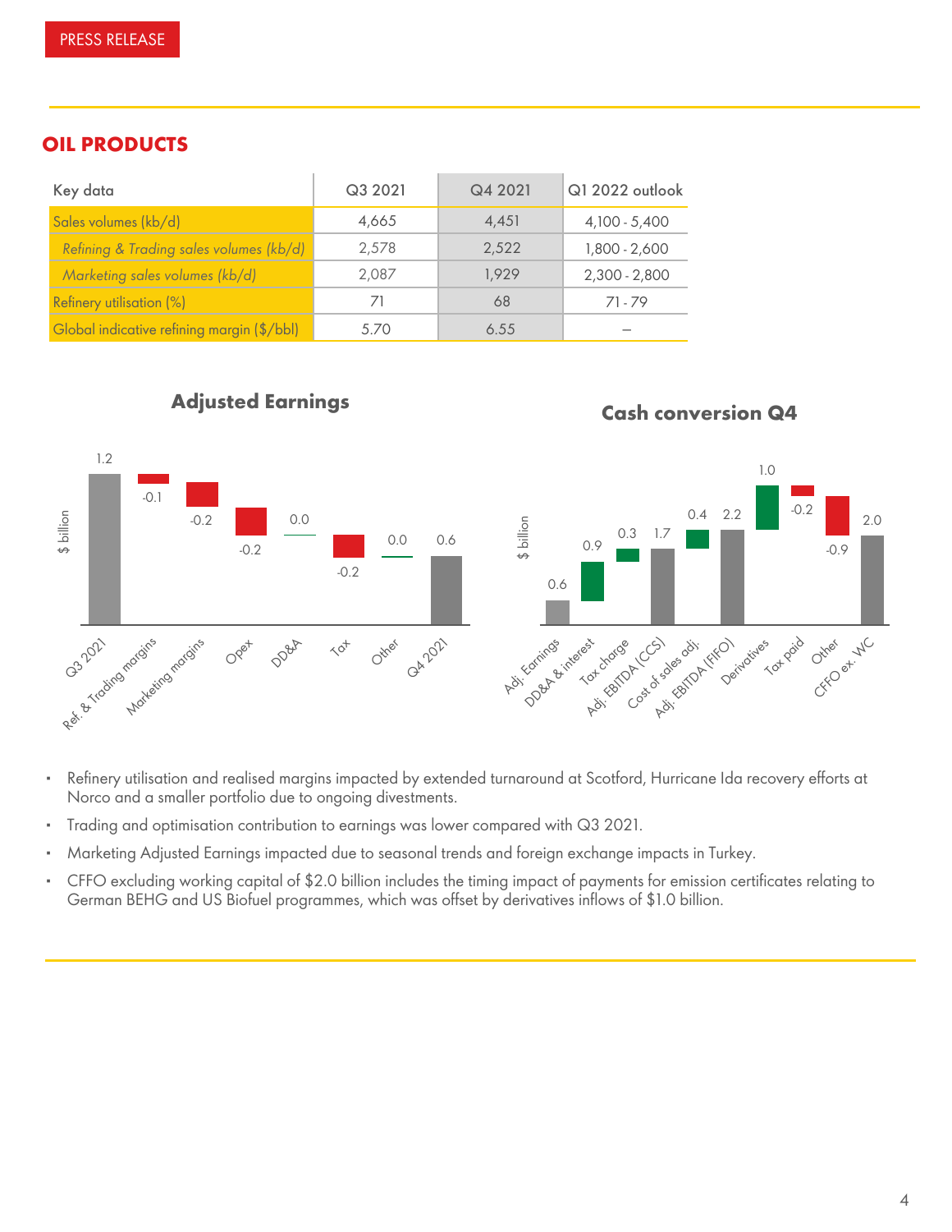## OIL PRODUCTS

| Key data | Q3 2021 | Q4 2021 | Q1 2022 outlook |
|---|---|---|---|
| Sales volumes (kb/d) | 4,665 | 4,451 | 4,100 - 5,400 |
| *Refining & Trading sales volumes (kb/d)* | 2,578 | 2,522 | 1,800 - 2,600 |
| *Marketing sales volumes (kb/d)* | 2,087 | 1,929 | 2,300 - 2,800 |
| Refinery utilisation (%) | 71 | 68 | 71 - 79 |
| Global indicative refining margin ($/bbl) | 5.70 | 6.55 | – |

**Adjusted Earnings**

| $ billion | Q3 2021 | Ref. & Trading margins | Marketing margins | Opex | DD&A | Tax | Other | Q4 2021 |
|---|---|---|---|---|---|---|---|---|
| Value | 1.2 | -0.1 | -0.2 | -0.2 | 0.0 | -0.2 | 0.0 | 0.6 |

**Cash conversion Q4**

| $ billion | Adj. Earnings | DD&A & interest | Tax charge | Adj. EBITDA (CCS) | Cost of sales adj. | Adj. EBITDA (FIFO) | Derivatives | Tax paid | Other | CFFO ex. WC |
|---|---|---|---|---|---|---|---|---|---|---|
| Value | 0.6 | 0.9 | 0.3 | 1.7 | 0.4 | 2.2 | 1.0 | -0.2 | -0.9 | 2.0 |

- Refinery utilisation and realised margins impacted by extended turnaround at Scotford, Hurricane Ida recovery efforts at Norco and a smaller portfolio due to ongoing divestments.
- Trading and optimisation contribution to earnings was lower compared with Q3 2021.
- Marketing Adjusted Earnings impacted due to seasonal trends and foreign exchange impacts in Turkey.
- CFFO excluding working capital of $2.0 billion includes the timing impact of payments for emission certificates relating to German BEHG and US Biofuel programmes, which was offset by derivatives inflows of $1.0 billion.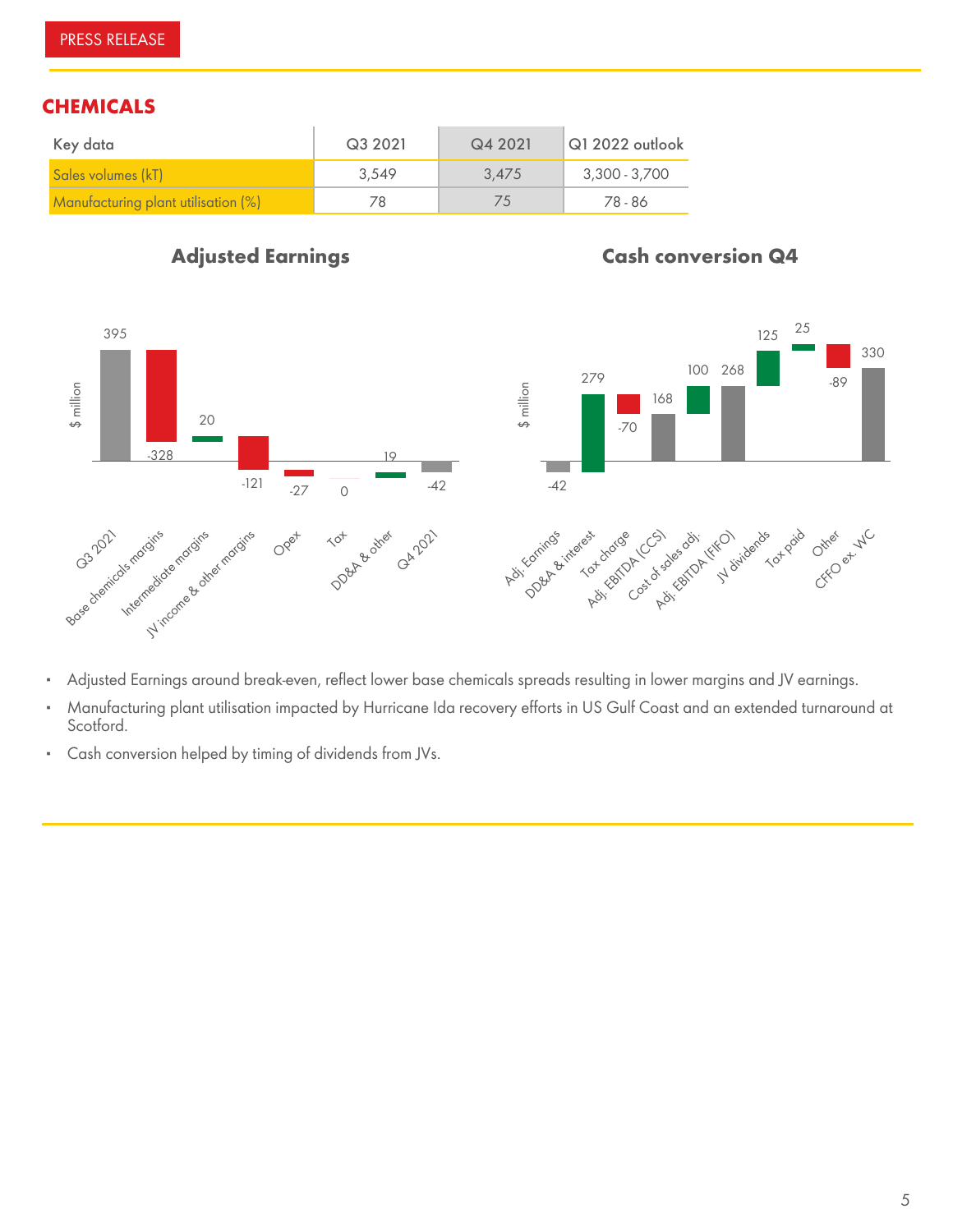## CHEMICALS

| Key data | Q3 2021 | Q4 2021 | Q1 2022 outlook |
|---|---|---|---|
| Sales volumes (kT) | 3,549 | 3,475 | 3,300 - 3,700 |
| Manufacturing plant utilisation (%) | 78 | 75 | 78 - 86 |

### Adjusted Earnings

$ million

| Q3 2021 | Base chemicals margins | Intermediate margins | JV income & other margins | Opex | Tax | DD&A & other | Q4 2021 |
|---|---|---|---|---|---|---|---|
| 395 | -328 | 20 | -121 | -27 | 0 | 19 | -42 |

### Cash conversion Q4

$ million

| Adj. Earnings | DD&A & interest | Tax charge | Adj. EBITDA (CCS) | Cost of sales adj. | Adj. EBITDA (FIFO) | JV dividends | Tax paid | Other | CFFO ex. WC |
|---|---|---|---|---|---|---|---|---|---|
| -42 | 279 | -70 | 168 | 100 | 268 | 125 | 25 | -89 | 330 |

- Adjusted Earnings around break-even, reflect lower base chemicals spreads resulting in lower margins and JV earnings.
- Manufacturing plant utilisation impacted by Hurricane Ida recovery efforts in US Gulf Coast and an extended turnaround at Scotford.
- Cash conversion helped by timing of dividends from JVs.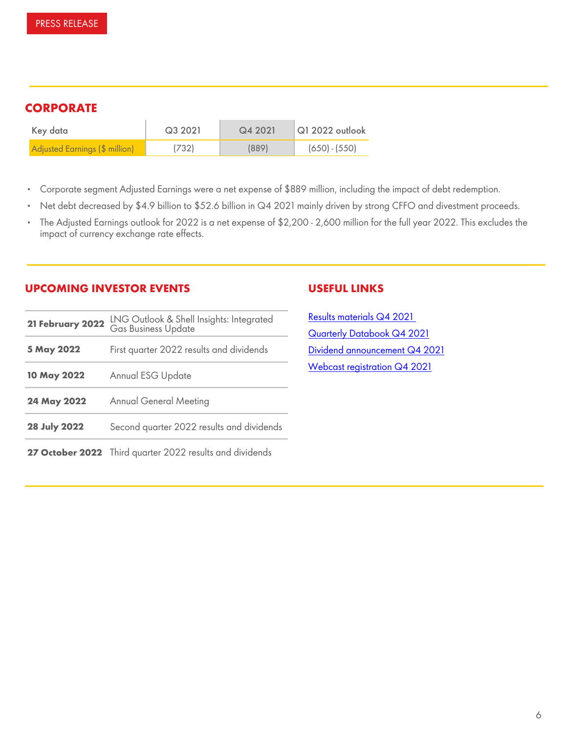PRESS RELEASE

## CORPORATE

| Key data | Q3 2021 | Q4 2021 | Q1 2022 outlook |
|---|---|---|---|
| Adjusted Earnings ($ million) | (732) | (889) | (650) - (550) |

- Corporate segment Adjusted Earnings were a net expense of $889 million, including the impact of debt redemption.
- Net debt decreased by $4.9 billion to $52.6 billion in Q4 2021 mainly driven by strong CFFO and divestment proceeds.
- The Adjusted Earnings outlook for 2022 is a net expense of $2,200 - 2,600 million for the full year 2022. This excludes the impact of currency exchange rate effects.

## UPCOMING INVESTOR EVENTS

| | |
|---|---|
| **21 February 2022** | LNG Outlook & Shell Insights: Integrated Gas Business Update |
| **5 May 2022** | First quarter 2022 results and dividends |
| **10 May 2022** | Annual ESG Update |
| **24 May 2022** | Annual General Meeting |
| **28 July 2022** | Second quarter 2022 results and dividends |
| **27 October 2022** | Third quarter 2022 results and dividends |

## USEFUL LINKS

Results materials Q4 2021

Quarterly Databook Q4 2021

Dividend announcement Q4 2021

Webcast registration Q4 2021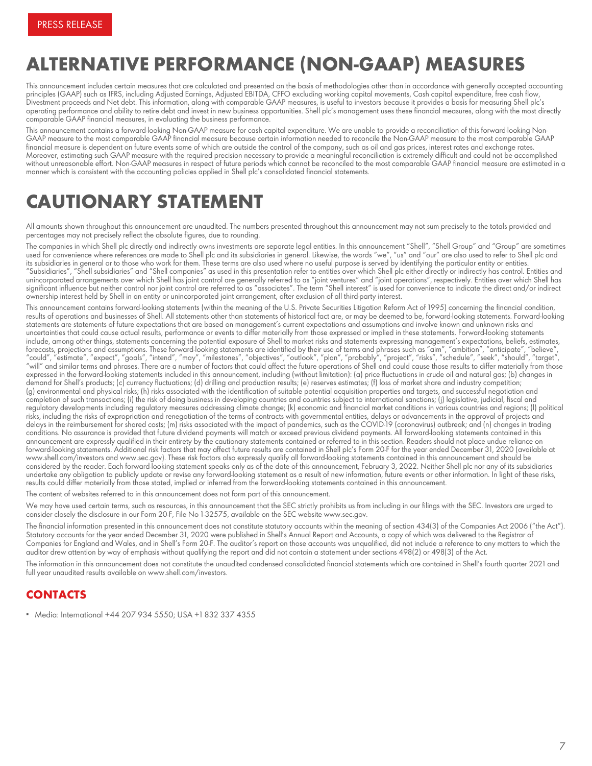PRESS RELEASE

# ALTERNATIVE PERFORMANCE (NON-GAAP) MEASURES

This announcement includes certain measures that are calculated and presented on the basis of methodologies other than in accordance with generally accepted accounting principles (GAAP) such as IFRS, including Adjusted Earnings, Adjusted EBITDA, CFFO excluding working capital movements, Cash capital expenditure, free cash flow, Divestment proceeds and Net debt. This information, along with comparable GAAP measures, is useful to investors because it provides a basis for measuring Shell plc's operating performance and ability to retire debt and invest in new business opportunities. Shell plc's management uses these financial measures, along with the most directly comparable GAAP financial measures, in evaluating the business performance.

This announcement contains a forward-looking Non-GAAP measure for cash capital expenditure. We are unable to provide a reconciliation of this forward-looking Non-GAAP measure to the most comparable GAAP financial measure because certain information needed to reconcile the Non-GAAP measure to the most comparable GAAP financial measure is dependent on future events some of which are outside the control of the company, such as oil and gas prices, interest rates and exchange rates. Moreover, estimating such GAAP measure with the required precision necessary to provide a meaningful reconciliation is extremely difficult and could not be accomplished without unreasonable effort. Non-GAAP measures in respect of future periods which cannot be reconciled to the most comparable GAAP financial measure are estimated in a manner which is consistent with the accounting policies applied in Shell plc's consolidated financial statements.

# CAUTIONARY STATEMENT

All amounts shown throughout this announcement are unaudited. The numbers presented throughout this announcement may not sum precisely to the totals provided and percentages may not precisely reflect the absolute figures, due to rounding.

The companies in which Shell plc directly and indirectly owns investments are separate legal entities. In this announcement "Shell", "Shell Group" and "Group" are sometimes used for convenience where references are made to Shell plc and its subsidiaries in general. Likewise, the words "we", "us" and "our" are also used to refer to Shell plc and its subsidiaries in general or to those who work for them. These terms are also used where no useful purpose is served by identifying the particular entity or entities. "Subsidiaries", "Shell subsidiaries" and "Shell companies" as used in this presentation refer to entities over which Shell plc either directly or indirectly has control. Entities and unincorporated arrangements over which Shell has joint control are generally referred to as "joint ventures" and "joint operations", respectively. Entities over which Shell has significant influence but neither control nor joint control are referred to as "associates". The term "Shell interest" is used for convenience to indicate the direct and/or indirect ownership interest held by Shell in an entity or unincorporated joint arrangement, after exclusion of all third-party interest.

This announcement contains forward-looking statements (within the meaning of the U.S. Private Securities Litigation Reform Act of 1995) concerning the financial condition, results of operations and businesses of Shell. All statements other than statements of historical fact are, or may be deemed to be, forward-looking statements. Forward-looking statements are statements of future expectations that are based on management's current expectations and assumptions and involve known and unknown risks and uncertainties that could cause actual results, performance or events to differ materially from those expressed or implied in these statements. Forward-looking statements include, among other things, statements concerning the potential exposure of Shell to market risks and statements expressing management's expectations, beliefs, estimates, forecasts, projections and assumptions. These forward-looking statements are identified by their use of terms and phrases such as "aim", "ambition", "anticipate", "believe", "could", "estimate", "expect", "goals", "intend", "may", "milestones", "objectives", "outlook", "plan", "probably", "project", "risks", "schedule", "seek", "should", "target", "will" and similar terms and phrases. There are a number of factors that could affect the future operations of Shell and could cause those results to differ materially from those expressed in the forward-looking statements included in this announcement, including (without limitation): (a) price fluctuations in crude oil and natural gas; (b) changes in demand for Shell's products; (c) currency fluctuations; (d) drilling and production results; (e) reserves estimates; (f) loss of market share and industry competition; (g) environmental and physical risks; (h) risks associated with the identification of suitable potential acquisition properties and targets, and successful negotiation and completion of such transactions; (i) the risk of doing business in developing countries and countries subject to international sanctions; (j) legislative, judicial, fiscal and regulatory developments including regulatory measures addressing climate change; (k) economic and financial market conditions in various countries and regions; (l) political risks, including the risks of expropriation and renegotiation of the terms of contracts with governmental entities, delays or advancements in the approval of projects and delays in the reimbursement for shared costs; (m) risks associated with the impact of pandemics, such as the COVID-19 (coronavirus) outbreak; and (n) changes in trading conditions. No assurance is provided that future dividend payments will match or exceed previous dividend payments. All forward-looking statements contained in this announcement are expressly qualified in their entirety by the cautionary statements contained or referred to in this section. Readers should not place undue reliance on forward-looking statements. Additional risk factors that may affect future results are contained in Shell plc's Form 20-F for the year ended December 31, 2020 (available at www.shell.com/investors and www.sec.gov). These risk factors also expressly qualify all forward-looking statements contained in this announcement and should be considered by the reader. Each forward-looking statement speaks only as of the date of this announcement, February 3, 2022. Neither Shell plc nor any of its subsidiaries undertake any obligation to publicly update or revise any forward-looking statement as a result of new information, future events or other information. In light of these risks, results could differ materially from those stated, implied or inferred from the forward-looking statements contained in this announcement.

The content of websites referred to in this announcement does not form part of this announcement.

We may have used certain terms, such as resources, in this announcement that the SEC strictly prohibits us from including in our filings with the SEC. Investors are urged to consider closely the disclosure in our Form 20-F, File No 1-32575, available on the SEC website www.sec.gov.

The financial information presented in this announcement does not constitute statutory accounts within the meaning of section 434(3) of the Companies Act 2006 ("the Act"). Statutory accounts for the year ended December 31, 2020 were published in Shell's Annual Report and Accounts, a copy of which was delivered to the Registrar of Companies for England and Wales, and in Shell's Form 20-F. The auditor's report on those accounts was unqualified, did not include a reference to any matters to which the auditor drew attention by way of emphasis without qualifying the report and did not contain a statement under sections 498(2) or 498(3) of the Act.

The information in this announcement does not constitute the unaudited condensed consolidated financial statements which are contained in Shell's fourth quarter 2021 and full year unaudited results available on www.shell.com/investors.

## CONTACTS

- Media: International +44 207 934 5550; USA +1 832 337 4355